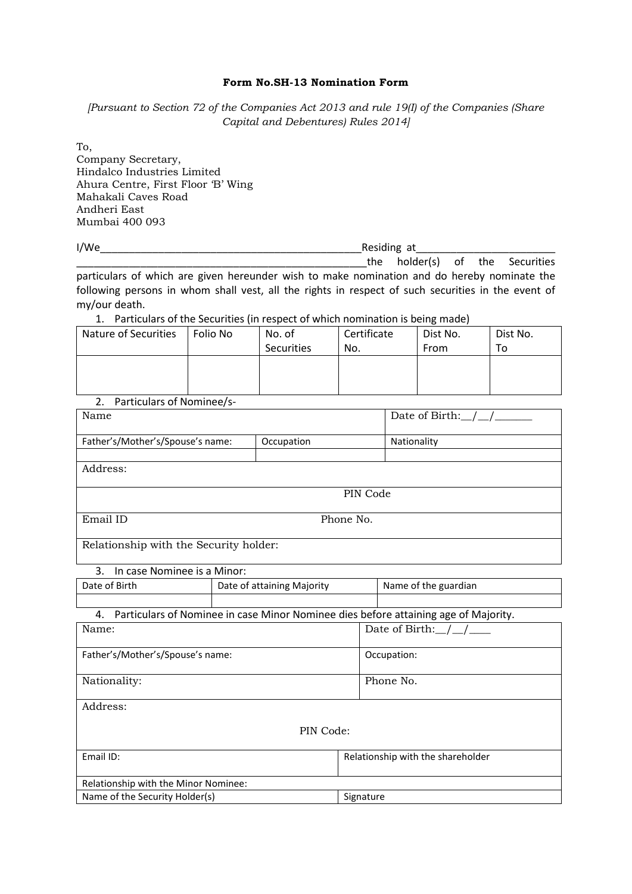**Form No.SH-13 Nomination Form**

*[Pursuant to Section 72 of the Companies Act 2013 and rule 19(I) of the Companies (Share Capital and Debentures) Rules 2014]*

To,
Company Secretary,
Hindalco Industries Limited
Ahura Centre, First Floor 'B' Wing
Mahakali Caves Road
Andheri East
Mumbai 400 093

I/We_______________________________________________Residing at________________________ ____________________________________________________the holder(s) of the Securities particulars of which are given hereunder wish to make nomination and do hereby nominate the following persons in whom shall vest, all the rights in respect of such securities in the event of my/our death.

1. Particulars of the Securities (in respect of which nomination is being made)

| Nature of Securities | Folio No | No. of Securities | Certificate No. | Dist No. From | Dist No. To |
|---|---|---|---|---|---|
| | | | | | |

2. Particulars of Nominee/s-

| Name | | Date of Birth:__/__/______ |
|---|---|---|
| Father's/Mother's/Spouse's name: | Occupation | Nationality |
| | | |
| Address: | | |
| PIN Code | | |
| Email ID | Phone No. | |
| Relationship with the Security holder: | | |

3. In case Nominee is a Minor:

| Date of Birth | Date of attaining Majority | Name of the guardian |
|---|---|---|
| | | |

4. Particulars of Nominee in case Minor Nominee dies before attaining age of Majority.

| Name: | Date of Birth:__/__/____ |
|---|---|
| Father's/Mother's/Spouse's name: | Occupation: |
| Nationality: | Phone No. |
| Address: PIN Code: | |
| Email ID: | Relationship with the shareholder |
| Relationship with the Minor Nominee: | |
| Name of the Security Holder(s) | Signature |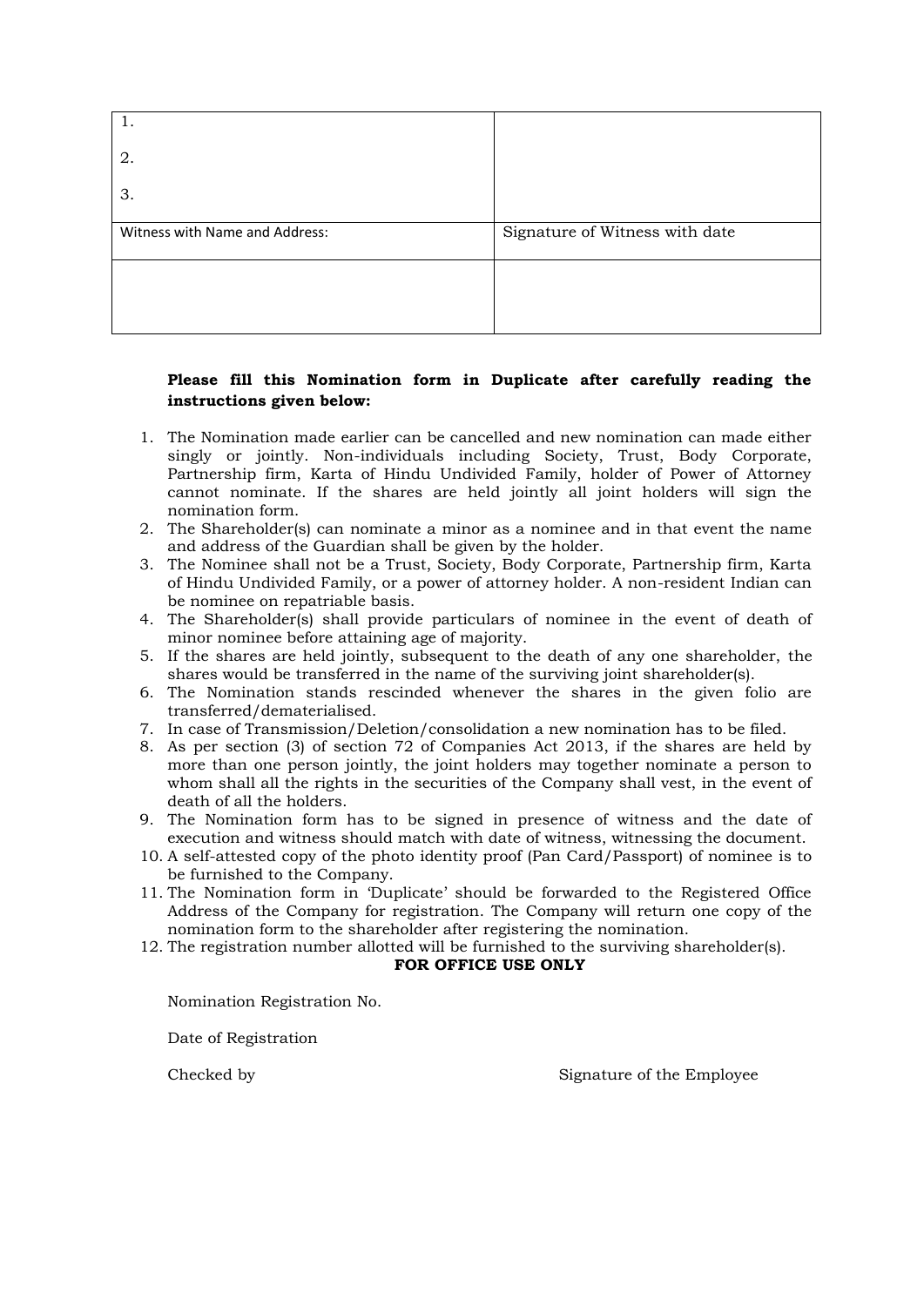| | |
|---|---|
| 1.<br><br>2.<br><br>3. | |
| Witness with Name and Address: | Signature of Witness with date |
| | |

**Please fill this Nomination form in Duplicate after carefully reading the instructions given below:**

1. The Nomination made earlier can be cancelled and new nomination can made either singly or jointly. Non-individuals including Society, Trust, Body Corporate, Partnership firm, Karta of Hindu Undivided Family, holder of Power of Attorney cannot nominate. If the shares are held jointly all joint holders will sign the nomination form.
2. The Shareholder(s) can nominate a minor as a nominee and in that event the name and address of the Guardian shall be given by the holder.
3. The Nominee shall not be a Trust, Society, Body Corporate, Partnership firm, Karta of Hindu Undivided Family, or a power of attorney holder. A non-resident Indian can be nominee on repatriable basis.
4. The Shareholder(s) shall provide particulars of nominee in the event of death of minor nominee before attaining age of majority.
5. If the shares are held jointly, subsequent to the death of any one shareholder, the shares would be transferred in the name of the surviving joint shareholder(s).
6. The Nomination stands rescinded whenever the shares in the given folio are transferred/dematerialised.
7. In case of Transmission/Deletion/consolidation a new nomination has to be filed.
8. As per section (3) of section 72 of Companies Act 2013, if the shares are held by more than one person jointly, the joint holders may together nominate a person to whom shall all the rights in the securities of the Company shall vest, in the event of death of all the holders.
9. The Nomination form has to be signed in presence of witness and the date of execution and witness should match with date of witness, witnessing the document.
10. A self-attested copy of the photo identity proof (Pan Card/Passport) of nominee is to be furnished to the Company.
11. The Nomination form in 'Duplicate' should be forwarded to the Registered Office Address of the Company for registration. The Company will return one copy of the nomination form to the shareholder after registering the nomination.
12. The registration number allotted will be furnished to the surviving shareholder(s).

**FOR OFFICE USE ONLY**

Nomination Registration No.

Date of Registration

Checked by

Signature of the Employee